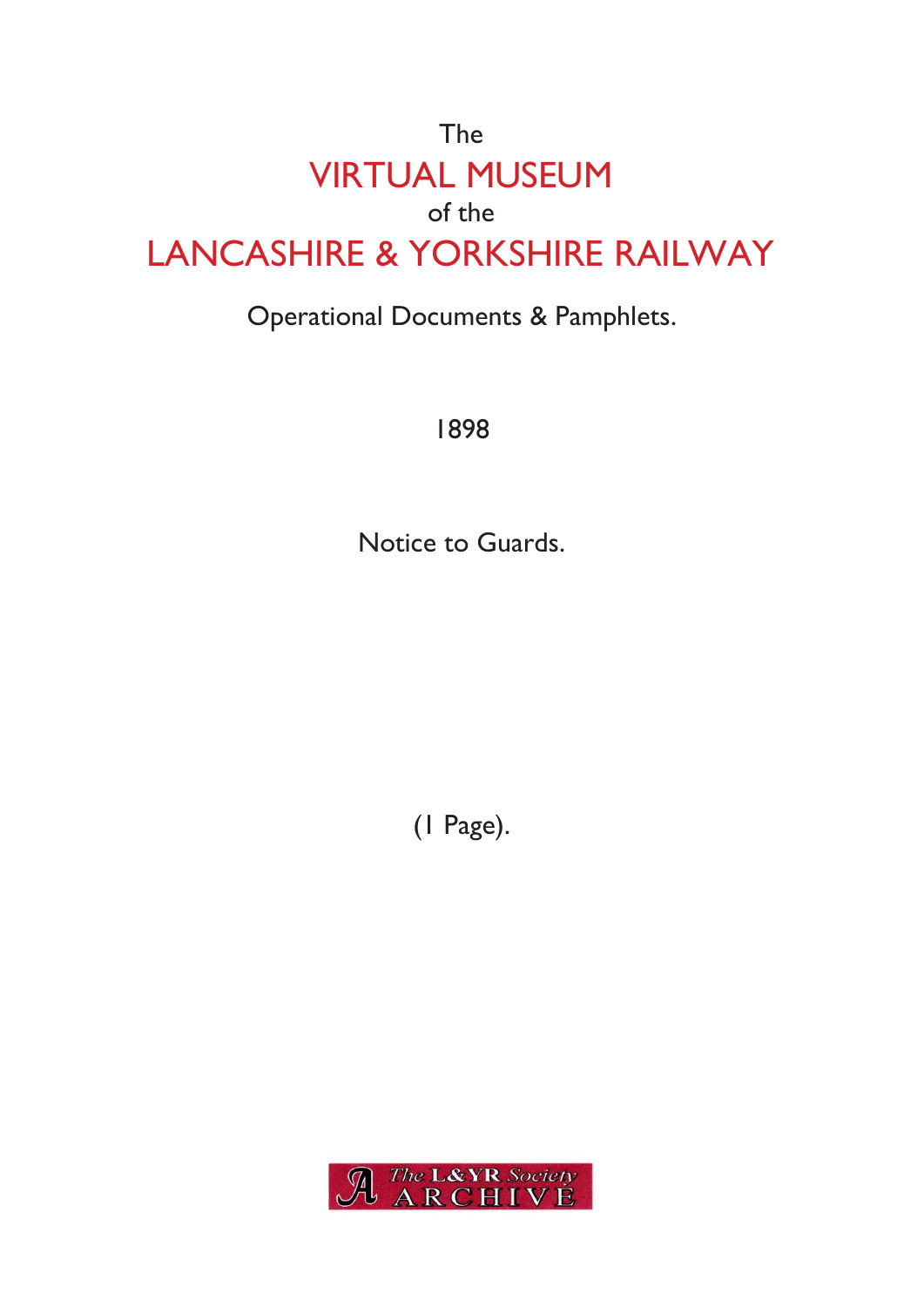The

# VIRTUAL MUSEUM

of the

# LANCASHIRE & YORKSHIRE RAILWAY

Operational Documents & Pamphlets.

1898

Notice to Guards.

(1 Page).

The L&YR Society ARCHIVE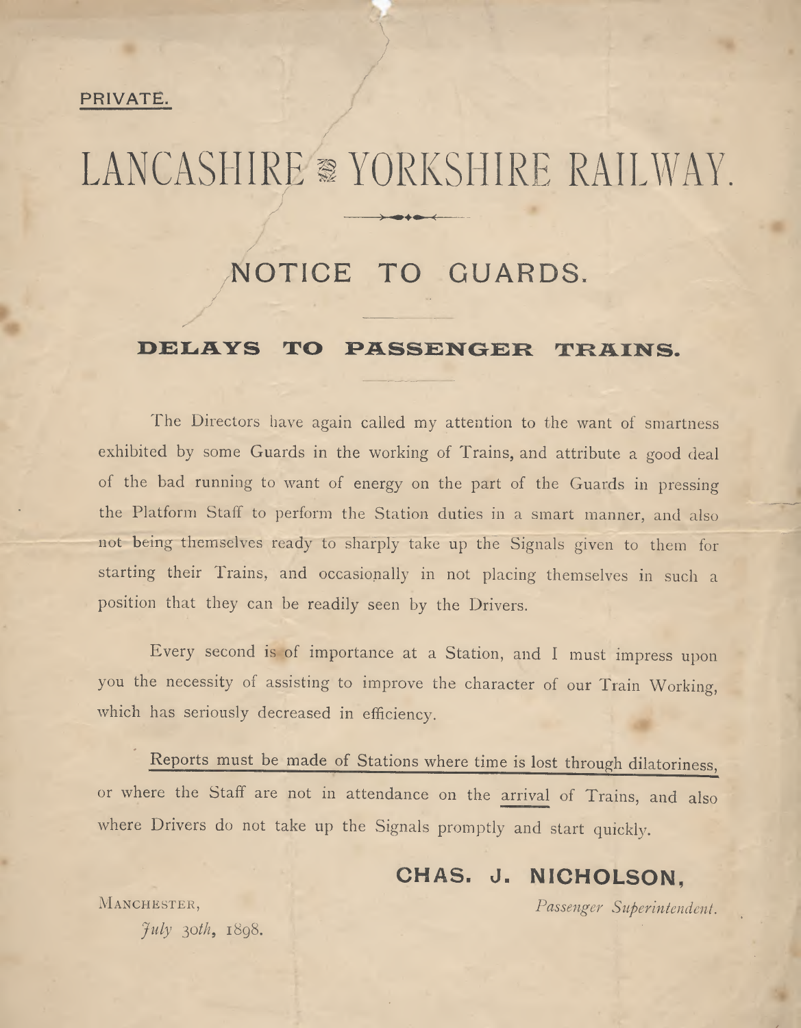PRIVATE.

# LANCASHIRE & YORKSHIRE RAILWAY.

## NOTICE TO GUARDS.

### DELAYS TO PASSENGER TRAINS.

The Directors have again called my attention to the want of smartness exhibited by some Guards in the working of Trains, and attribute a good deal of the bad running to want of energy on the part of the Guards in pressing the Platform Staff to perform the Station duties in a smart manner, and also not being themselves ready to sharply take up the Signals given to them for starting their Trains, and occasionally in not placing themselves in such a position that they can be readily seen by the Drivers.

Every second is of importance at a Station, and I must impress upon you the necessity of assisting to improve the character of our Train Working, which has seriously decreased in efficiency.

Reports must be made of Stations where time is lost through dilatoriness, or where the Staff are not in attendance on the arrival of Trains, and also where Drivers do not take up the Signals promptly and start quickly.

**CHAS. J. NICHOLSON,**
*Passenger Superintendent.*

MANCHESTER,
*July 30th*, 1898.